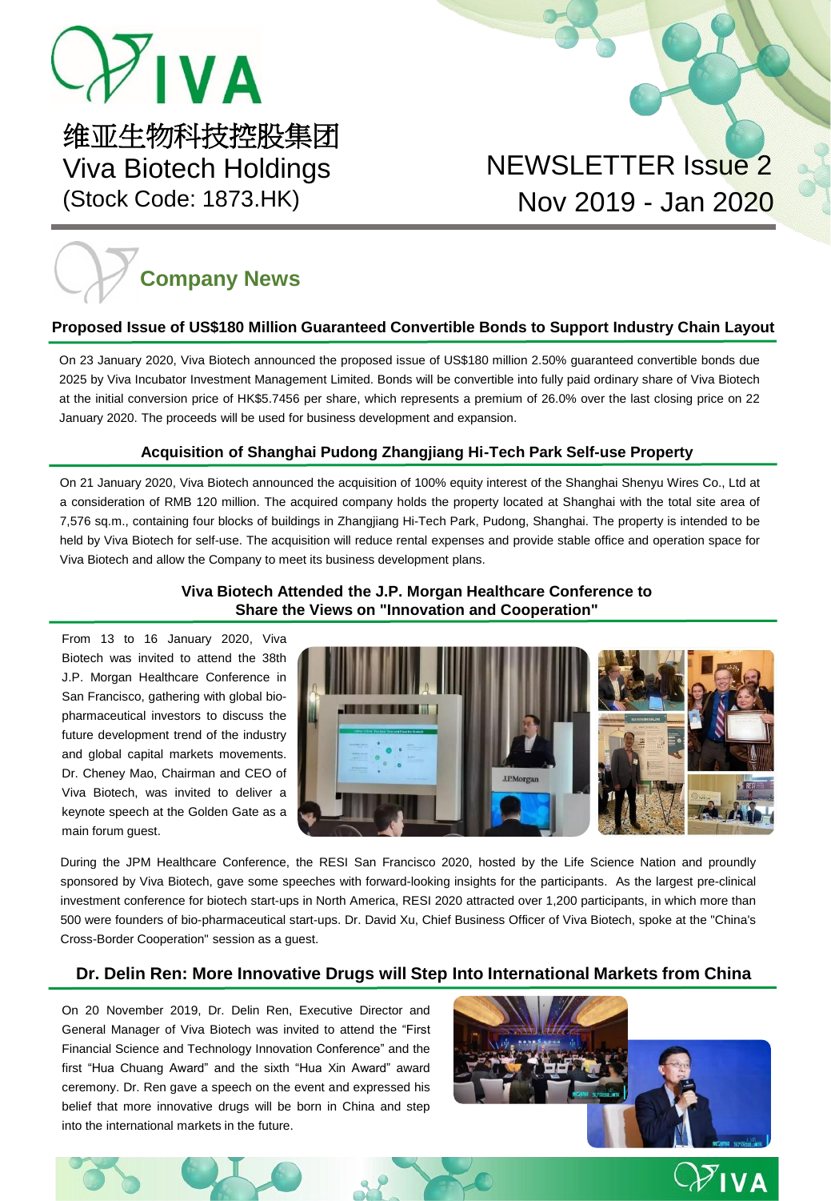# VIVA

维亚生物科技控股集团
Viva Biotech Holdings
(Stock Code: 1873.HK)

NEWSLETTER Issue 2
Nov 2019 - Jan 2020

## Company News

### Proposed Issue of US$180 Million Guaranteed Convertible Bonds to Support Industry Chain Layout

On 23 January 2020, Viva Biotech announced the proposed issue of US$180 million 2.50% guaranteed convertible bonds due 2025 by Viva Incubator Investment Management Limited. Bonds will be convertible into fully paid ordinary share of Viva Biotech at the initial conversion price of HK$5.7456 per share, which represents a premium of 26.0% over the last closing price on 22 January 2020. The proceeds will be used for business development and expansion.

### Acquisition of Shanghai Pudong Zhangjiang Hi-Tech Park Self-use Property

On 21 January 2020, Viva Biotech announced the acquisition of 100% equity interest of the Shanghai Shenyu Wires Co., Ltd at a consideration of RMB 120 million. The acquired company holds the property located at Shanghai with the total site area of 7,576 sq.m., containing four blocks of buildings in Zhangjiang Hi-Tech Park, Pudong, Shanghai. The property is intended to be held by Viva Biotech for self-use. The acquisition will reduce rental expenses and provide stable office and operation space for Viva Biotech and allow the Company to meet its business development plans.

### Viva Biotech Attended the J.P. Morgan Healthcare Conference to Share the Views on "Innovation and Cooperation"

From 13 to 16 January 2020, Viva Biotech was invited to attend the 38th J.P. Morgan Healthcare Conference in San Francisco, gathering with global bio-pharmaceutical investors to discuss the future development trend of the industry and global capital markets movements. Dr. Cheney Mao, Chairman and CEO of Viva Biotech, was invited to deliver a keynote speech at the Golden Gate as a main forum guest.

During the JPM Healthcare Conference, the RESI San Francisco 2020, hosted by the Life Science Nation and proundly sponsored by Viva Biotech, gave some speeches with forward-looking insights for the participants. As the largest pre-clinical investment conference for biotech start-ups in North America, RESI 2020 attracted over 1,200 participants, in which more than 500 were founders of bio-pharmaceutical start-ups. Dr. David Xu, Chief Business Officer of Viva Biotech, spoke at the "China's Cross-Border Cooperation" session as a guest.

### Dr. Delin Ren: More Innovative Drugs will Step Into International Markets from China

On 20 November 2019, Dr. Delin Ren, Executive Director and General Manager of Viva Biotech was invited to attend the “First Financial Science and Technology Innovation Conference” and the first “Hua Chuang Award” and the sixth “Hua Xin Award” award ceremony. Dr. Ren gave a speech on the event and expressed his belief that more innovative drugs will be born in China and step into the international markets in the future.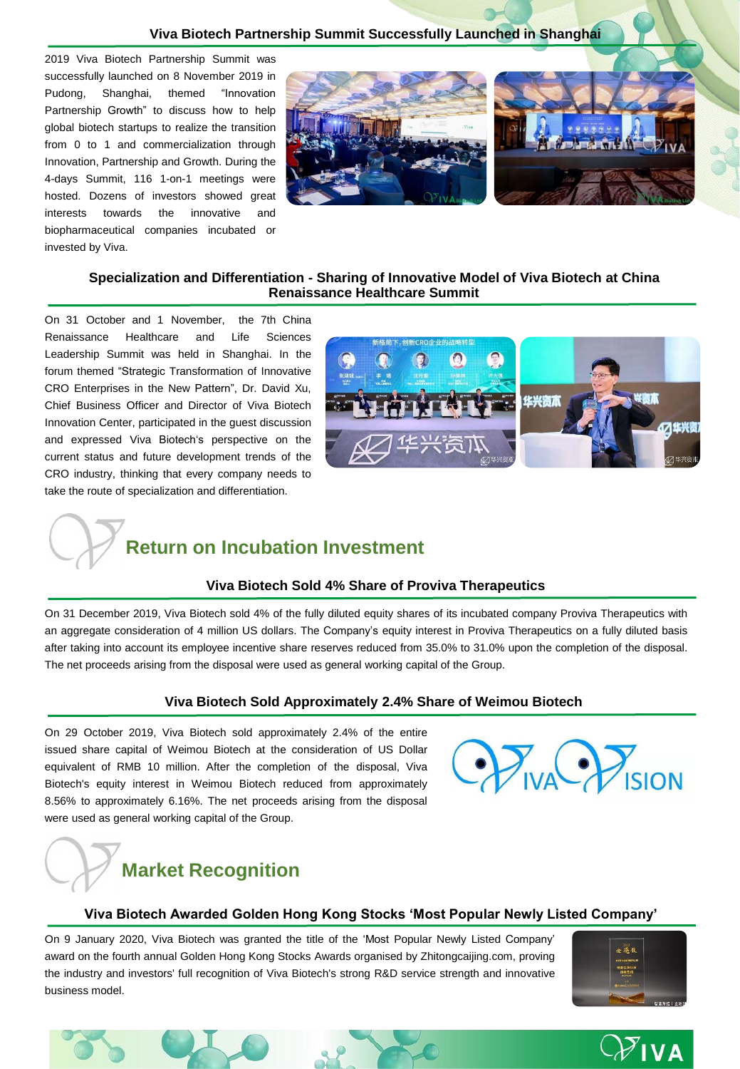### Viva Biotech Partnership Summit Successfully Launched in Shanghai

2019 Viva Biotech Partnership Summit was successfully launched on 8 November 2019 in Pudong, Shanghai, themed "Innovation Partnership Growth" to discuss how to help global biotech startups to realize the transition from 0 to 1 and commercialization through Innovation, Partnership and Growth. During the 4-days Summit, 116 1-on-1 meetings were hosted. Dozens of investors showed great interests towards the innovative and biopharmaceutical companies incubated or invested by Viva.

### Specialization and Differentiation - Sharing of Innovative Model of Viva Biotech at China Renaissance Healthcare Summit

On 31 October and 1 November, the 7th China Renaissance Healthcare and Life Sciences Leadership Summit was held in Shanghai. In the forum themed "Strategic Transformation of Innovative CRO Enterprises in the New Pattern", Dr. David Xu, Chief Business Officer and Director of Viva Biotech Innovation Center, participated in the guest discussion and expressed Viva Biotech's perspective on the current status and future development trends of the CRO industry, thinking that every company needs to take the route of specialization and differentiation.

## Return on Incubation Investment

### Viva Biotech Sold 4% Share of Proviva Therapeutics

On 31 December 2019, Viva Biotech sold 4% of the fully diluted equity shares of its incubated company Proviva Therapeutics with an aggregate consideration of 4 million US dollars. The Company's equity interest in Proviva Therapeutics on a fully diluted basis after taking into account its employee incentive share reserves reduced from 35.0% to 31.0% upon the completion of the disposal. The net proceeds arising from the disposal were used as general working capital of the Group.

### Viva Biotech Sold Approximately 2.4% Share of Weimou Biotech

On 29 October 2019, Viva Biotech sold approximately 2.4% of the entire issued share capital of Weimou Biotech at the consideration of US Dollar equivalent of RMB 10 million. After the completion of the disposal, Viva Biotech's equity interest in Weimou Biotech reduced from approximately 8.56% to approximately 6.16%. The net proceeds arising from the disposal were used as general working capital of the Group.

## Market Recognition

### Viva Biotech Awarded Golden Hong Kong Stocks 'Most Popular Newly Listed Company'

On 9 January 2020, Viva Biotech was granted the title of the 'Most Popular Newly Listed Company' award on the fourth annual Golden Hong Kong Stocks Awards organised by Zhitongcaijing.com, proving the industry and investors' full recognition of Viva Biotech's strong R&D service strength and innovative business model.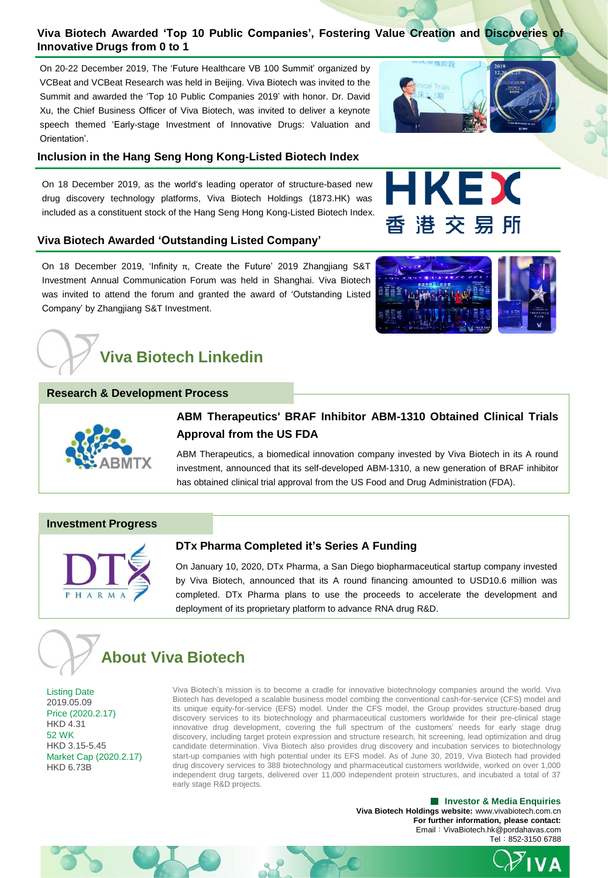### Viva Biotech Awarded 'Top 10 Public Companies', Fostering Value Creation and Discoveries of Innovative Drugs from 0 to 1

On 20-22 December 2019, The 'Future Healthcare VB 100 Summit' organized by VCBeat and VCBeat Research was held in Beijing. Viva Biotech was invited to the Summit and awarded the 'Top 10 Public Companies 2019' with honor. Dr. David Xu, the Chief Business Officer of Viva Biotech, was invited to deliver a keynote speech themed 'Early-stage Investment of Innovative Drugs: Valuation and Orientation'.

### Inclusion in the Hang Seng Hong Kong-Listed Biotech Index

On 18 December 2019, as the world's leading operator of structure-based new drug discovery technology platforms, Viva Biotech Holdings (1873.HK) was included as a constituent stock of the Hang Seng Hong Kong-Listed Biotech Index.

### Viva Biotech Awarded 'Outstanding Listed Company'

On 18 December 2019, 'Infinity π, Create the Future' 2019 Zhangjiang S&T Investment Annual Communication Forum was held in Shanghai. Viva Biotech was invited to attend the forum and granted the award of 'Outstanding Listed Company' by Zhangjiang S&T Investment.

## Viva Biotech Linkedin

### Research & Development Process

#### ABM Therapeutics' BRAF Inhibitor ABM-1310 Obtained Clinical Trials Approval from the US FDA

ABM Therapeutics, a biomedical innovation company invested by Viva Biotech in its A round investment, announced that its self-developed ABM-1310, a new generation of BRAF inhibitor has obtained clinical trial approval from the US Food and Drug Administration (FDA).

### Investment Progress

#### DTx Pharma Completed it's Series A Funding

On January 10, 2020, DTx Pharma, a San Diego biopharmaceutical startup company invested by Viva Biotech, announced that its A round financing amounted to USD10.6 million was completed. DTx Pharma plans to use the proceeds to accelerate the development and deployment of its proprietary platform to advance RNA drug R&D.

## About Viva Biotech

Listing Date
2019.05.09
Price (2020.2.17)
HKD 4.31
52 WK
HKD 3.15-5.45
Market Cap (2020.2.17)
HKD 6.73B

Viva Biotech's mission is to become a cradle for innovative biotechnology companies around the world. Viva Biotech has developed a scalable business model combing the conventional cash-for-service (CFS) model and its unique equity-for-service (EFS) model. Under the CFS model, the Group provides structure-based drug discovery services to its biotechnology and pharmaceutical customers worldwide for their pre-clinical stage innovative drug development, covering the full spectrum of the customers' needs for early stage drug discovery, including target protein expression and structure research, hit screening, lead optimization and drug candidate determination. Viva Biotech also provides drug discovery and incubation services to biotechnology start-up companies with high potential under its EFS model. As of June 30, 2019, Viva Biotech had provided drug discovery services to 388 biotechnology and pharmaceutical customers worldwide, worked on over 1,000 independent drug targets, delivered over 11,000 independent protein structures, and incubated a total of 37 early stage R&D projects.

**Investor & Media Enquiries**
**Viva Biotech Holdings website:** www.vivabiotech.com.cn
**For further information, please contact:**
Email：VivaBiotech.hk@pordahavas.com
Tel：852-3150 6788